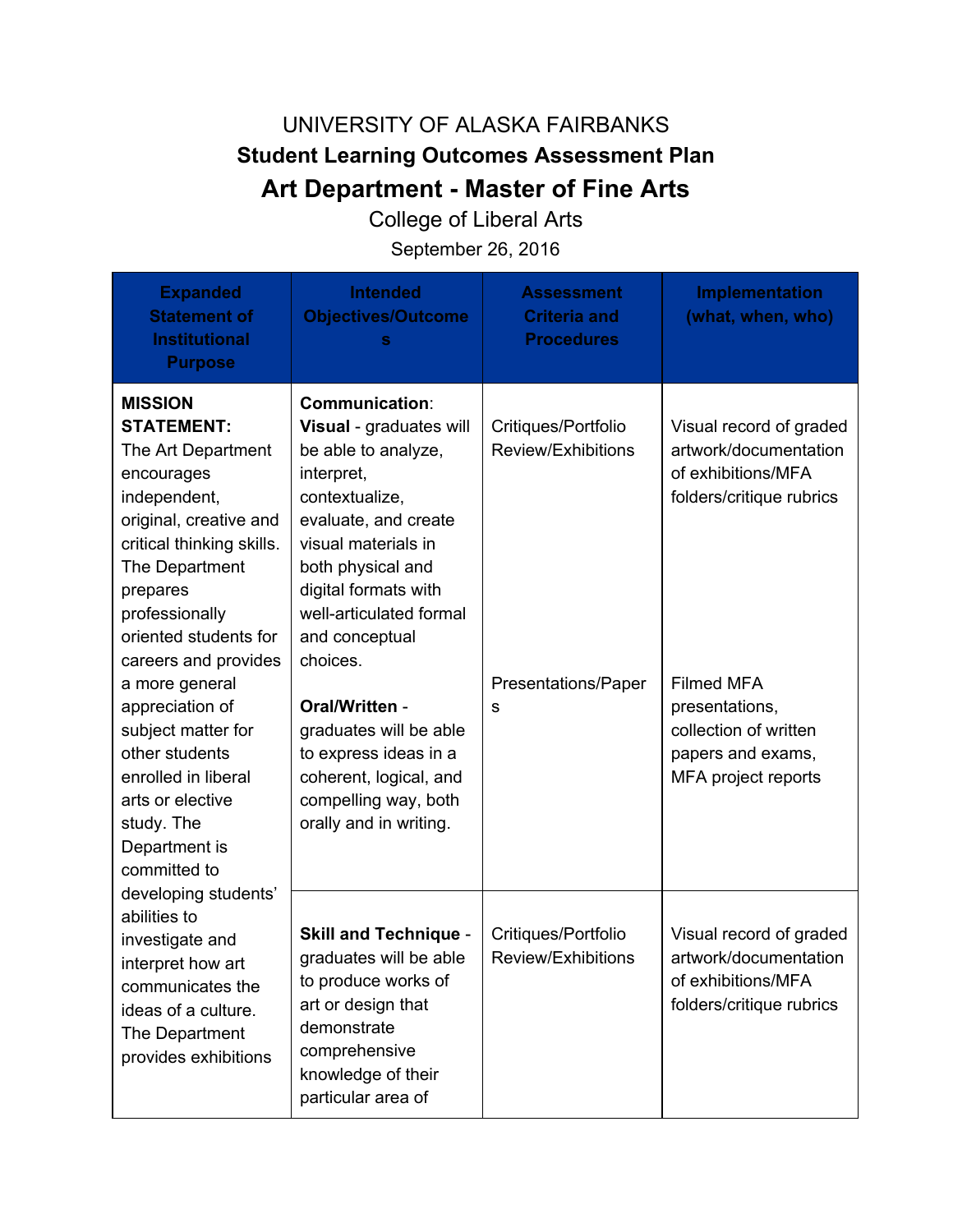UNIVERSITY OF ALASKA FAIRBANKS

**Student Learning Outcomes Assessment Plan**

# Art Department - Master of Fine Arts

College of Liberal Arts

September 26, 2016

| Expanded Statement of Institutional Purpose | Intended Objectives/Outcomes | Assessment Criteria and Procedures | Implementation (what, when, who) |
|---|---|---|---|
| **MISSION STATEMENT:** The Art Department encourages independent, original, creative and critical thinking skills. The Department prepares professionally oriented students for careers and provides a more general appreciation of subject matter for other students enrolled in liberal arts or elective study. The Department is committed to developing students' abilities to investigate and interpret how art communicates the ideas of a culture. The Department provides exhibitions | **Communication**: **Visual** - graduates will be able to analyze, interpret, contextualize, evaluate, and create visual materials in both physical and digital formats with well-articulated formal and conceptual choices. | Critiques/Portfolio Review/Exhibitions | Visual record of graded artwork/documentation of exhibitions/MFA folders/critique rubrics |
| | **Oral/Written** - graduates will be able to express ideas in a coherent, logical, and compelling way, both orally and in writing. | Presentations/Papers | Filmed MFA presentations, collection of written papers and exams, MFA project reports |
| | **Skill and Technique** - graduates will be able to produce works of art or design that demonstrate comprehensive knowledge of their particular area of | Critiques/Portfolio Review/Exhibitions | Visual record of graded artwork/documentation of exhibitions/MFA folders/critique rubrics |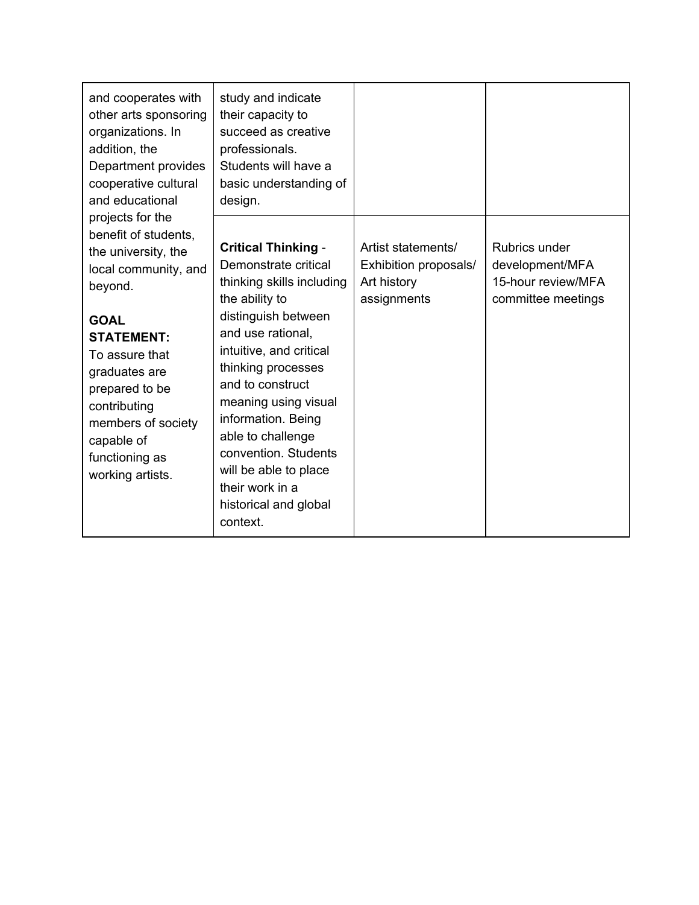| | | | |
|---|---|---|---|
| and cooperates with other arts sponsoring organizations. In addition, the Department provides cooperative cultural and educational projects for the benefit of students, the university, the local community, and beyond.<br><br>**GOAL STATEMENT:**<br>To assure that graduates are prepared to be contributing members of society capable of functioning as working artists. | study and indicate their capacity to succeed as creative professionals. Students will have a basic understanding of design. | | |
| | **Critical Thinking** - Demonstrate critical thinking skills including the ability to distinguish between and use rational, intuitive, and critical thinking processes and to construct meaning using visual information. Being able to challenge convention. Students will be able to place their work in a historical and global context. | Artist statements/ Exhibition proposals/ Art history assignments | Rubrics under development/MFA 15-hour review/MFA committee meetings |